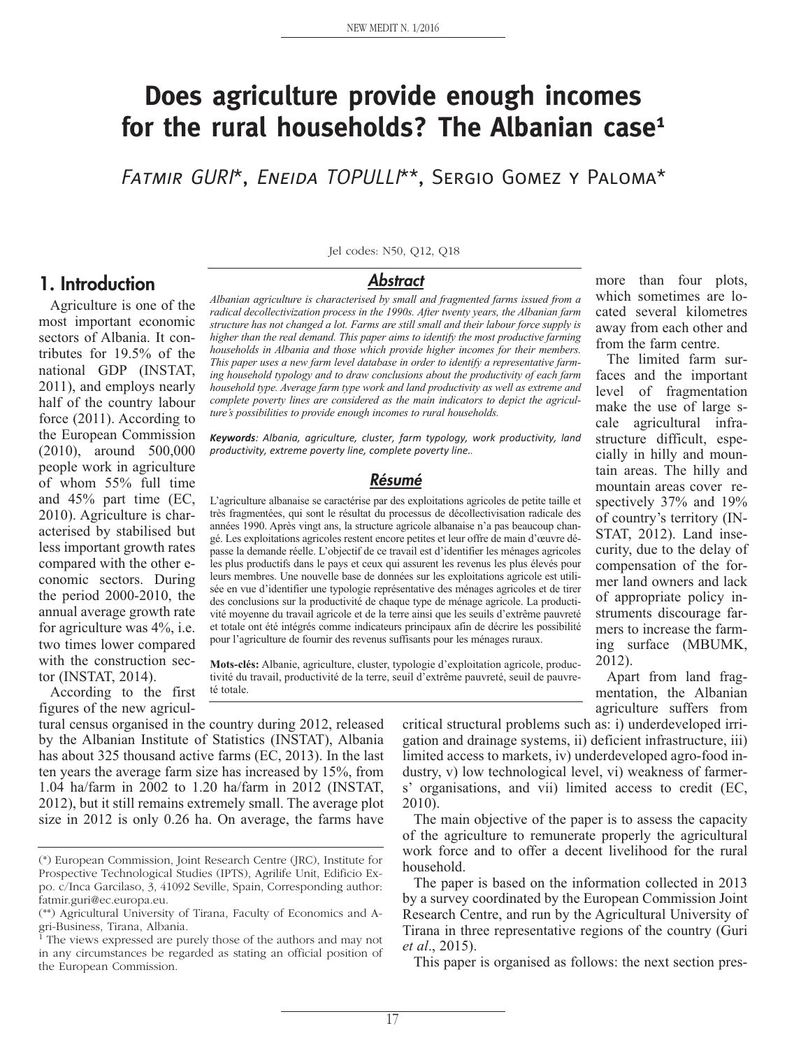# Does agriculture provide enough incomes for the rural households? The Albanian case[1]

Fatmir GURI*, Eneida TOPULLI**, Sergio Gomez y Paloma*

Jel codes: N50, Q12, Q18

## Abstract

*Albanian agriculture is characterised by small and fragmented farms issued from a radical decollectivization process in the 1990s. After twenty years, the Albanian farm structure has not changed a lot. Farms are still small and their labour force supply is higher than the real demand. This paper aims to identify the most productive farming households in Albania and those which provide higher incomes for their members. This paper uses a new farm level database in order to identify a representative farming household typology and to draw conclusions about the productivity of each farm household type. Average farm type work and land productivity as well as extreme and complete poverty lines are considered as the main indicators to depict the agriculture's possibilities to provide enough incomes to rural households.*

**Keywords**: *Albania, agriculture, cluster, farm typology, work productivity, land productivity, extreme poverty line, complete poverty line..*

## Résumé

L'agriculture albanaise se caractérise par des exploitations agricoles de petite taille et très fragmentées, qui sont le résultat du processus de décollectivisation radicale des années 1990. Après vingt ans, la structure agricole albanaise n'a pas beaucoup changé. Les exploitations agricoles restent encore petites et leur offre de main d'œuvre dépasse la demande réelle. L'objectif de ce travail est d'identifier les ménages agricoles les plus productifs dans le pays et ceux qui assurent les revenus les plus élevés pour leurs membres. Une nouvelle base de données sur les exploitations agricole est utilisée en vue d'identifier une typologie représentative des ménages agricoles et de tirer des conclusions sur la productivité de chaque type de ménage agricole. La productivité moyenne du travail agricole et de la terre ainsi que les seuils d'extrême pauvreté et totale ont été intégrés comme indicateurs principaux afin de décrire les possibilité pour l'agriculture de fournir des revenus suffisants pour les ménages ruraux.

**Mots-clés:** Albanie, agriculture, cluster, typologie d'exploitation agricole, productivité du travail, productivité de la terre, seuil d'extrême pauvreté, seuil de pauvreté totale.

## 1. Introduction

Agriculture is one of the most important economic sectors of Albania. It contributes for 19.5% of the national GDP (INSTAT, 2011), and employs nearly half of the country labour force (2011). According to the European Commission (2010), around 500,000 people work in agriculture of whom 55% full time and 45% part time (EC, 2010). Agriculture is characterised by stabilised but less important growth rates compared with the other economic sectors. During the period 2000-2010, the annual average growth rate for agriculture was 4%, i.e. two times lower compared with the construction sector (INSTAT, 2014).

According to the first figures of the new agricultural census organised in the country during 2012, released by the Albanian Institute of Statistics (INSTAT), Albania has about 325 thousand active farms (EC, 2013). In the last ten years the average farm size has increased by 15%, from 1.04 ha/farm in 2002 to 1.20 ha/farm in 2012 (INSTAT, 2012), but it still remains extremely small. The average plot size in 2012 is only 0.26 ha. On average, the farms have more than four plots, which sometimes are located several kilometres away from each other and from the farm centre.

The limited farm surfaces and the important level of fragmentation make the use of large scale agricultural infrastructure difficult, especially in hilly and mountain areas. The hilly and mountain areas cover respectively 37% and 19% of country's territory (INSTAT, 2012). Land insecurity, due to the delay of compensation of the former land owners and lack of appropriate policy instruments discourage farmers to increase the farming surface (MBUMK, 2012).

Apart from land fragmentation, the Albanian agriculture suffers from critical structural problems such as: i) underdeveloped irrigation and drainage systems, ii) deficient infrastructure, iii) limited access to markets, iv) underdeveloped agro-food industry, v) low technological level, vi) weakness of farmers' organisations, and vii) limited access to credit (EC, 2010).

The main objective of the paper is to assess the capacity of the agriculture to remunerate properly the agricultural work force and to offer a decent livelihood for the rural household.

The paper is based on the information collected in 2013 by a survey coordinated by the European Commission Joint Research Centre, and run by the Agricultural University of Tirana in three representative regions of the country (Guri *et al*., 2015).

This paper is organised as follows: the next section pres-

---

(*) European Commission, Joint Research Centre (JRC), Institute for Prospective Technological Studies (IPTS), Agrilife Unit, Edificio Expo. c/Inca Garcilaso, 3, 41092 Seville, Spain, Corresponding author: fatmir.guri@ec.europa.eu.

(**) Agricultural University of Tirana, Faculty of Economics and Agri-Business, Tirana, Albania.

[1] The views expressed are purely those of the authors and may not in any circumstances be regarded as stating an official position of the European Commission.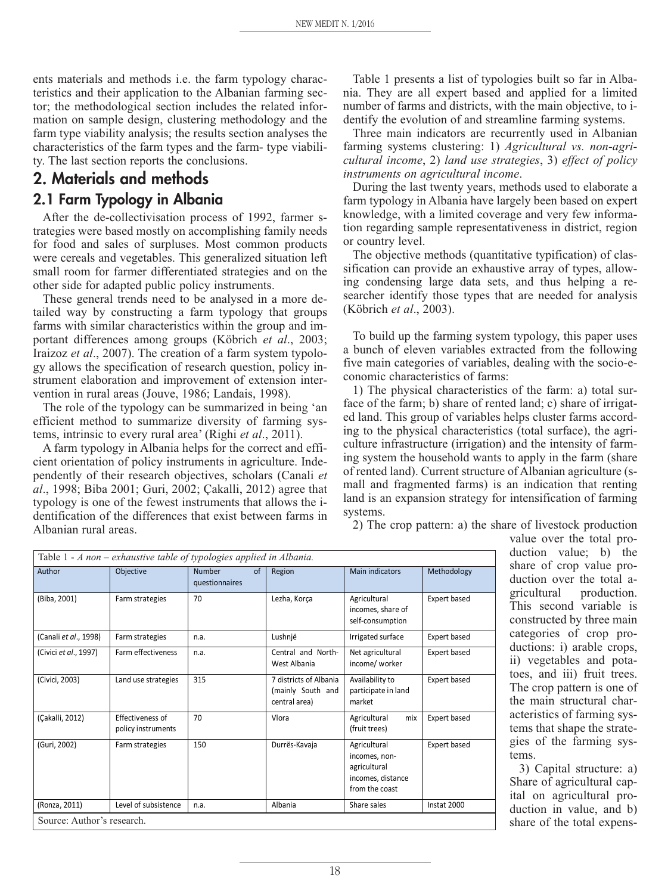ents materials and methods i.e. the farm typology characteristics and their application to the Albanian farming sector; the methodological section includes the related information on sample design, clustering methodology and the farm type viability analysis; the results section analyses the characteristics of the farm types and the farm- type viability. The last section reports the conclusions.

## 2. Materials and methods

### 2.1 Farm Typology in Albania

After the de-collectivisation process of 1992, farmer strategies were based mostly on accomplishing family needs for food and sales of surpluses. Most common products were cereals and vegetables. This generalized situation left small room for farmer differentiated strategies and on the other side for adapted public policy instruments.

These general trends need to be analysed in a more detailed way by constructing a farm typology that groups farms with similar characteristics within the group and important differences among groups (Köbrich *et al*., 2003; Iraizoz *et al*., 2007). The creation of a farm system typology allows the specification of research question, policy instrument elaboration and improvement of extension intervention in rural areas (Jouve, 1986; Landais, 1998).

The role of the typology can be summarized in being 'an efficient method to summarize diversity of farming systems, intrinsic to every rural area' (Righi *et al*., 2011).

A farm typology in Albania helps for the correct and efficient orientation of policy instruments in agriculture. Independently of their research objectives, scholars (Canali *et al*., 1998; Biba 2001; Guri, 2002; Çakalli, 2012) agree that typology is one of the fewest instruments that allows the identification of the differences that exist between farms in Albanian rural areas.

Table 1 - *A non – exhaustive table of typologies applied in Albania.*

| Author | Objective | Number of questionnaires | Region | Main indicators | Methodology |
|---|---|---|---|---|---|
| (Biba, 2001) | Farm strategies | 70 | Lezha, Korça | Agricultural incomes, share of self-consumption | Expert based |
| (Canali *et al*., 1998) | Farm strategies | n.a. | Lushnjë | Irrigated surface | Expert based |
| (Civici *et al*., 1997) | Farm effectiveness | n.a. | Central and North-West Albania | Net agricultural income/ worker | Expert based |
| (Civici, 2003) | Land use strategies | 315 | 7 districts of Albania (mainly South and central area) | Availability to participate in land market | Expert based |
| (Çakalli, 2012) | Effectiveness of policy instruments | 70 | Vlora | Agricultural mix (fruit trees) | Expert based |
| (Guri, 2002) | Farm strategies | 150 | Durrës-Kavaja | Agricultural incomes, non-agricultural incomes, distance from the coast | Expert based |
| (Ronza, 2011) | Level of subsistence | n.a. | Albania | Share sales | Instat 2000 |

Source: Author's research.

Table 1 presents a list of typologies built so far in Albania. They are all expert based and applied for a limited number of farms and districts, with the main objective, to identify the evolution of and streamline farming systems.

Three main indicators are recurrently used in Albanian farming systems clustering: 1) *Agricultural vs. non-agricultural income*, 2) *land use strategies*, 3) *effect of policy instruments on agricultural income*.

During the last twenty years, methods used to elaborate a farm typology in Albania have largely been based on expert knowledge, with a limited coverage and very few information regarding sample representativeness in district, region or country level.

The objective methods (quantitative typification) of classification can provide an exhaustive array of types, allowing condensing large data sets, and thus helping a researcher identify those types that are needed for analysis (Köbrich *et al*., 2003).

To build up the farming system typology, this paper uses a bunch of eleven variables extracted from the following five main categories of variables, dealing with the socio-economic characteristics of farms:

1) The physical characteristics of the farm: a) total surface of the farm; b) share of rented land; c) share of irrigated land. This group of variables helps cluster farms according to the physical characteristics (total surface), the agriculture infrastructure (irrigation) and the intensity of farming system the household wants to apply in the farm (share of rented land). Current structure of Albanian agriculture (small and fragmented farms) is an indication that renting land is an expansion strategy for intensification of farming systems.

2) The crop pattern: a) the share of livestock production value over the total production value; b) the share of crop value production over the total agricultural production. This second variable is constructed by three main categories of crop productions: i) arable crops, ii) vegetables and potatoes, and iii) fruit trees. The crop pattern is one of the main structural characteristics of farming systems that shape the strategies of the farming systems.

3) Capital structure: a) Share of agricultural capital on agricultural production in value, and b) share of the total expens-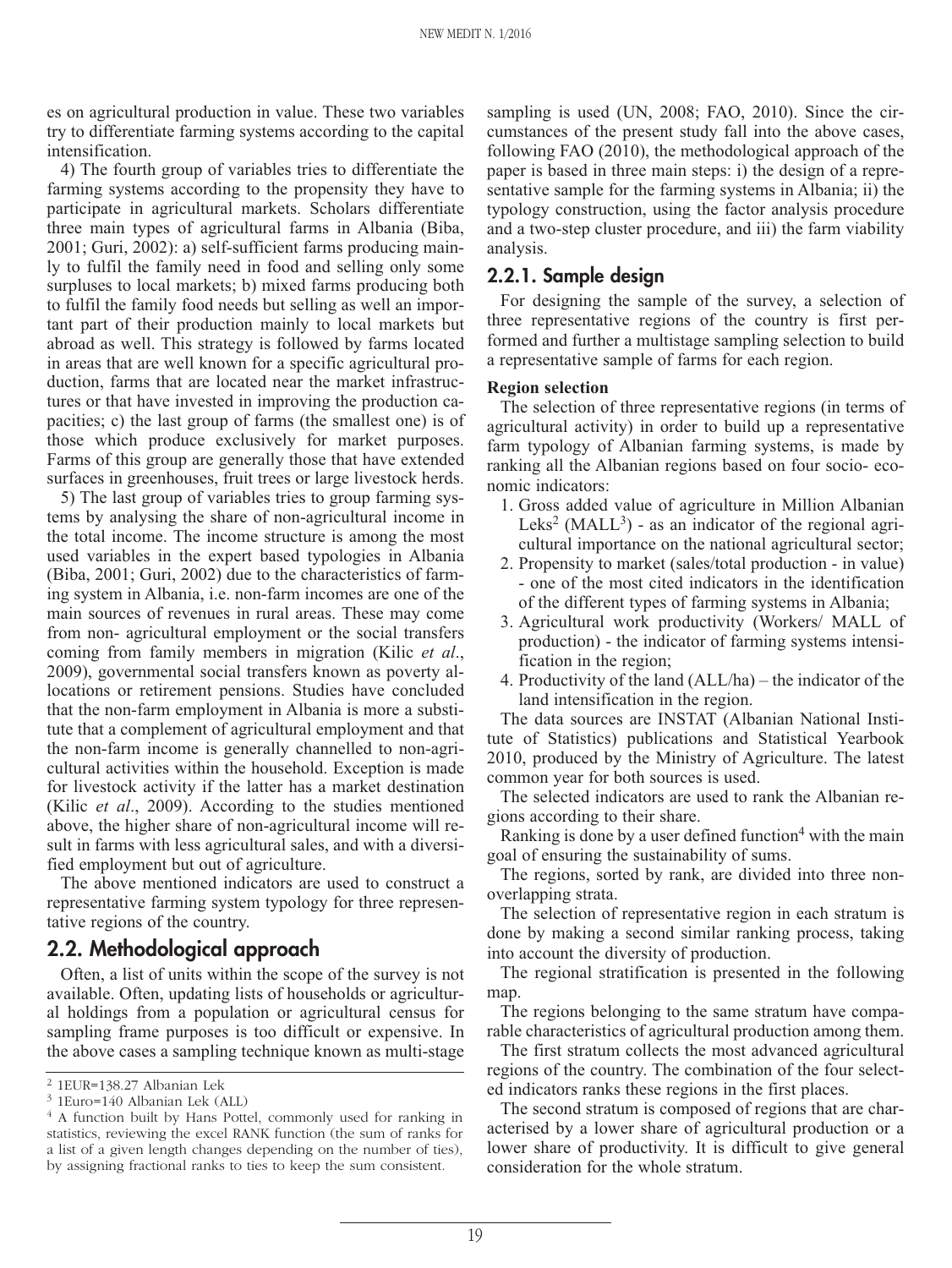es on agricultural production in value. These two variables try to differentiate farming systems according to the capital intensification.

4) The fourth group of variables tries to differentiate the farming systems according to the propensity they have to participate in agricultural markets. Scholars differentiate three main types of agricultural farms in Albania (Biba, 2001; Guri, 2002): a) self-sufficient farms producing mainly to fulfil the family need in food and selling only some surpluses to local markets; b) mixed farms producing both to fulfil the family food needs but selling as well an important part of their production mainly to local markets but abroad as well. This strategy is followed by farms located in areas that are well known for a specific agricultural production, farms that are located near the market infrastructures or that have invested in improving the production capacities; c) the last group of farms (the smallest one) is of those which produce exclusively for market purposes. Farms of this group are generally those that have extended surfaces in greenhouses, fruit trees or large livestock herds.

5) The last group of variables tries to group farming systems by analysing the share of non-agricultural income in the total income. The income structure is among the most used variables in the expert based typologies in Albania (Biba, 2001; Guri, 2002) due to the characteristics of farming system in Albania, i.e. non-farm incomes are one of the main sources of revenues in rural areas. These may come from non- agricultural employment or the social transfers coming from family members in migration (Kilic *et al*., 2009), governmental social transfers known as poverty allocations or retirement pensions. Studies have concluded that the non-farm employment in Albania is more a substitute that a complement of agricultural employment and that the non-farm income is generally channelled to non-agricultural activities within the household. Exception is made for livestock activity if the latter has a market destination (Kilic *et al*., 2009). According to the studies mentioned above, the higher share of non-agricultural income will result in farms with less agricultural sales, and with a diversified employment but out of agriculture.

The above mentioned indicators are used to construct a representative farming system typology for three representative regions of the country.

## 2.2. Methodological approach

Often, a list of units within the scope of the survey is not available. Often, updating lists of households or agricultural holdings from a population or agricultural census for sampling frame purposes is too difficult or expensive. In the above cases a sampling technique known as multi-stage sampling is used (UN, 2008; FAO, 2010). Since the circumstances of the present study fall into the above cases, following FAO (2010), the methodological approach of the paper is based in three main steps: i) the design of a representative sample for the farming systems in Albania; ii) the typology construction, using the factor analysis procedure and a two-step cluster procedure, and iii) the farm viability analysis.

### 2.2.1. Sample design

For designing the sample of the survey, a selection of three representative regions of the country is first performed and further a multistage sampling selection to build a representative sample of farms for each region.

**Region selection**

The selection of three representative regions (in terms of agricultural activity) in order to build up a representative farm typology of Albanian farming systems, is made by ranking all the Albanian regions based on four socio- economic indicators:

1. Gross added value of agriculture in Million Albanian Leks[2] (MALL[3]) - as an indicator of the regional agricultural importance on the national agricultural sector;
2. Propensity to market (sales/total production - in value) - one of the most cited indicators in the identification of the different types of farming systems in Albania;
3. Agricultural work productivity (Workers/ MALL of production) - the indicator of farming systems intensification in the region;
4. Productivity of the land (ALL/ha) – the indicator of the land intensification in the region.

The data sources are INSTAT (Albanian National Institute of Statistics) publications and Statistical Yearbook 2010, produced by the Ministry of Agriculture. The latest common year for both sources is used.

The selected indicators are used to rank the Albanian regions according to their share.

Ranking is done by a user defined function[4] with the main goal of ensuring the sustainability of sums.

The regions, sorted by rank, are divided into three non-overlapping strata.

The selection of representative region in each stratum is done by making a second similar ranking process, taking into account the diversity of production.

The regional stratification is presented in the following map.

The regions belonging to the same stratum have comparable characteristics of agricultural production among them.

The first stratum collects the most advanced agricultural regions of the country. The combination of the four selected indicators ranks these regions in the first places.

The second stratum is composed of regions that are characterised by a lower share of agricultural production or a lower share of productivity. It is difficult to give general consideration for the whole stratum.

---

[2] 1EUR=138.27 Albanian Lek

[3] 1Euro=140 Albanian Lek (ALL)

[4] A function built by Hans Pottel, commonly used for ranking in statistics, reviewing the excel RANK function (the sum of ranks for a list of a given length changes depending on the number of ties), by assigning fractional ranks to ties to keep the sum consistent.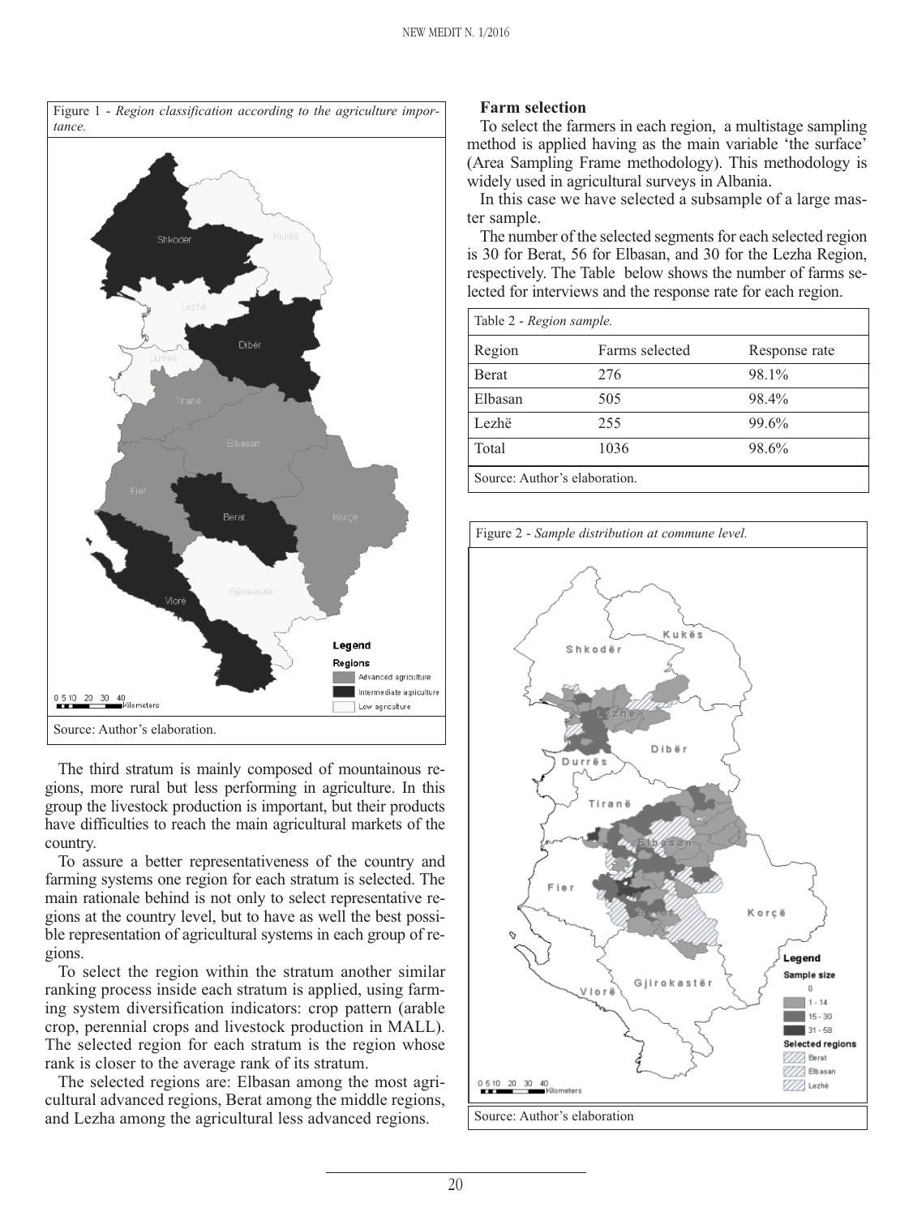Figure 1 - *Region classification according to the agriculture importance.*

Source: Author's elaboration.

The third stratum is mainly composed of mountainous regions, more rural but less performing in agriculture. In this group the livestock production is important, but their products have difficulties to reach the main agricultural markets of the country.

To assure a better representativeness of the country and farming systems one region for each stratum is selected. The main rationale behind is not only to select representative regions at the country level, but to have as well the best possible representation of agricultural systems in each group of regions.

To select the region within the stratum another similar ranking process inside each stratum is applied, using farming system diversification indicators: crop pattern (arable crop, perennial crops and livestock production in MALL). The selected region for each stratum is the region whose rank is closer to the average rank of its stratum.

The selected regions are: Elbasan among the most agricultural advanced regions, Berat among the middle regions, and Lezha among the agricultural less advanced regions.

**Farm selection**

To select the farmers in each region, a multistage sampling method is applied having as the main variable 'the surface' (Area Sampling Frame methodology). This methodology is widely used in agricultural surveys in Albania.

In this case we have selected a subsample of a large master sample.

The number of the selected segments for each selected region is 30 for Berat, 56 for Elbasan, and 30 for the Lezha Region, respectively. The Table below shows the number of farms selected for interviews and the response rate for each region.

Table 2 - *Region sample.*

| Region | Farms selected | Response rate |
|---|---|---|
| Berat | 276 | 98.1% |
| Elbasan | 505 | 98.4% |
| Lezhë | 255 | 99.6% |
| Total | 1036 | 98.6% |

Source: Author's elaboration.

Figure 2 - *Sample distribution at commune level.*

Source: Author's elaboration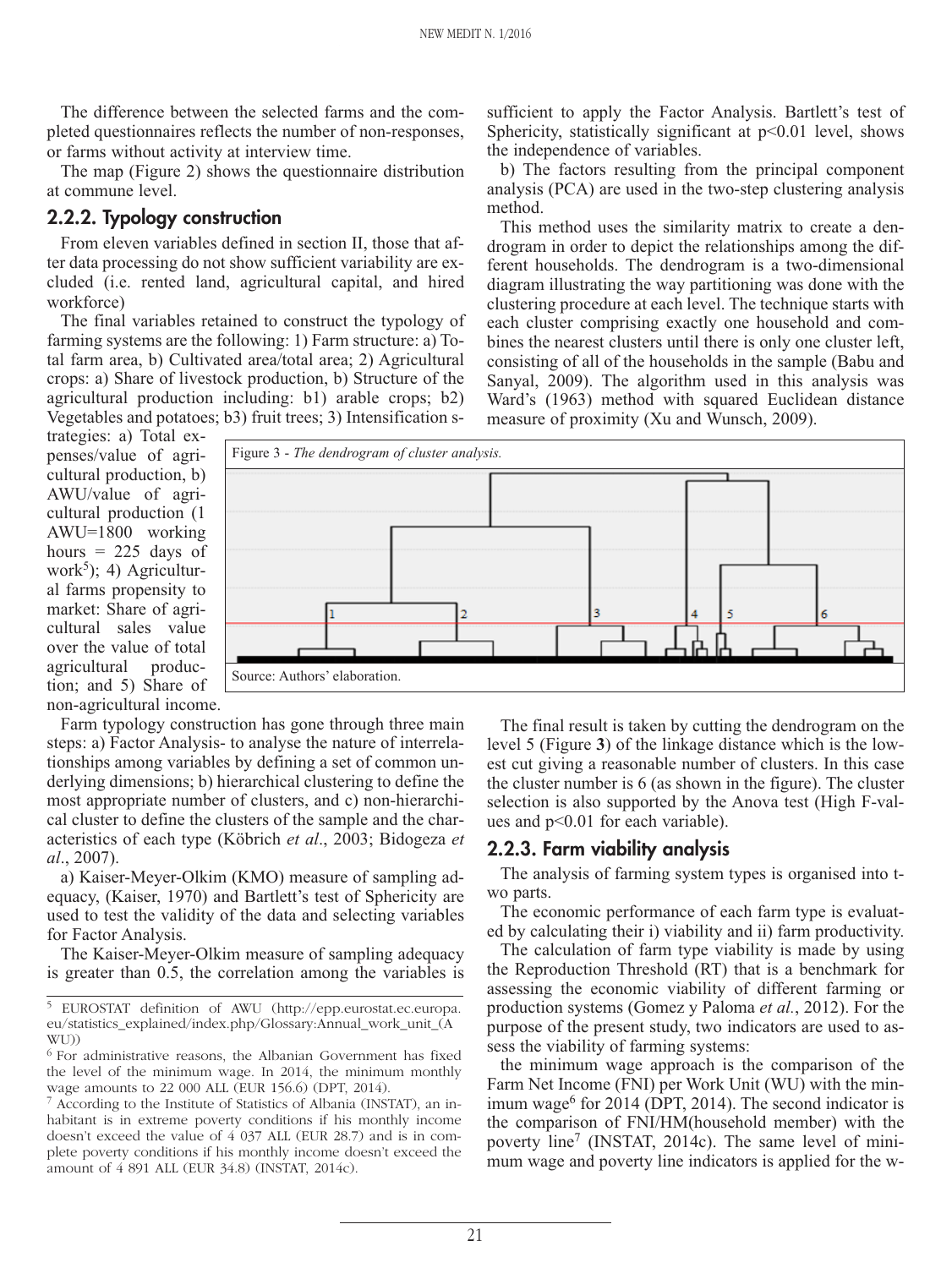The difference between the selected farms and the completed questionnaires reflects the number of non-responses, or farms without activity at interview time.

The map (Figure 2) shows the questionnaire distribution at commune level.

### 2.2.2. Typology construction

From eleven variables defined in section II, those that after data processing do not show sufficient variability are excluded (i.e. rented land, agricultural capital, and hired workforce)

The final variables retained to construct the typology of farming systems are the following: 1) Farm structure: a) Total farm area, b) Cultivated area/total area; 2) Agricultural crops: a) Share of livestock production, b) Structure of the agricultural production including: b1) arable crops; b2) Vegetables and potatoes; b3) fruit trees; 3) Intensification strategies: a) Total expenses/value of agricultural production, b) AWU/value of agricultural production (1 AWU=1800 working hours = 225 days of work[5]); 4) Agricultural farms propensity to market: Share of agricultural sales value over the value of total agricultural production; and 5) Share of non-agricultural income.

Farm typology construction has gone through three main steps: a) Factor Analysis- to analyse the nature of interrelationships among variables by defining a set of common underlying dimensions; b) hierarchical clustering to define the most appropriate number of clusters, and c) non-hierarchical cluster to define the clusters of the sample and the characteristics of each type (Köbrich *et al*., 2003; Bidogeza *et al*., 2007).

a) Kaiser-Meyer-Olkim (KMO) measure of sampling adequacy, (Kaiser, 1970) and Bartlett's test of Sphericity are used to test the validity of the data and selecting variables for Factor Analysis.

The Kaiser-Meyer-Olkim measure of sampling adequacy is greater than 0.5, the correlation among the variables is sufficient to apply the Factor Analysis. Bartlett's test of Sphericity, statistically significant at $p<0.01$ level, shows the independence of variables.

b) The factors resulting from the principal component analysis (PCA) are used in the two-step clustering analysis method.

This method uses the similarity matrix to create a dendrogram in order to depict the relationships among the different households. The dendrogram is a two-dimensional diagram illustrating the way partitioning was done with the clustering procedure at each level. The technique starts with each cluster comprising exactly one household and combines the nearest clusters until there is only one cluster left, consisting of all of the households in the sample (Babu and Sanyal, 2009). The algorithm used in this analysis was Ward's (1963) method with squared Euclidean distance measure of proximity (Xu and Wunsch, 2009).

Figure 3 - *The dendrogram of cluster analysis.*

Source: Authors' elaboration.

The final result is taken by cutting the dendrogram on the level 5 (Figure **3**) of the linkage distance which is the lowest cut giving a reasonable number of clusters. In this case the cluster number is 6 (as shown in the figure). The cluster selection is also supported by the Anova test (High F-values and $p<0.01$ for each variable).

### 2.2.3. Farm viability analysis

The analysis of farming system types is organised into two parts.

The economic performance of each farm type is evaluated by calculating their i) viability and ii) farm productivity.

The calculation of farm type viability is made by using the Reproduction Threshold (RT) that is a benchmark for assessing the economic viability of different farming or production systems (Gomez y Paloma *et al.*, 2012). For the purpose of the present study, two indicators are used to assess the viability of farming systems:

the minimum wage approach is the comparison of the Farm Net Income (FNI) per Work Unit (WU) with the minimum wage[6] for 2014 (DPT, 2014). The second indicator is the comparison of FNI/HM(household member) with the poverty line[7] (INSTAT, 2014c). The same level of minimum wage and poverty line indicators is applied for the w-

---

[5] EUROSTAT definition of AWU (http://epp.eurostat.ec.europa.eu/statistics_explained/index.php/Glossary:Annual_work_unit_(AWU))

[6] For administrative reasons, the Albanian Government has fixed the level of the minimum wage. In 2014, the minimum monthly wage amounts to 22 000 ALL (EUR 156.6) (DPT, 2014).

[7] According to the Institute of Statistics of Albania (INSTAT), an inhabitant is in extreme poverty conditions if his monthly income doesn't exceed the value of 4 037 ALL (EUR 28.7) and is in complete poverty conditions if his monthly income doesn't exceed the amount of 4 891 ALL (EUR 34.8) (INSTAT, 2014c).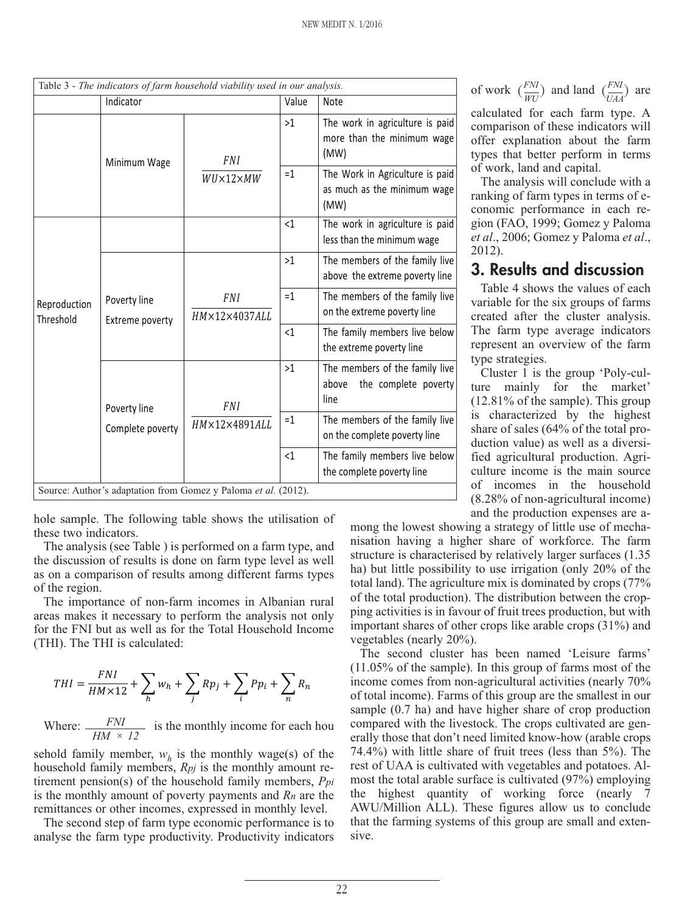Table 3 - *The indicators of farm household viability used in our analysis.*

| | Indicator | | Value | Note |
|---|---|---|---|---|
| | Minimum Wage | $\frac{FNI}{WU \times 12 \times MW}$ | >1 | The work in agriculture is paid more than the minimum wage (MW) |
| | | | =1 | The Work in Agriculture is paid as much as the minimum wage (MW) |
| Reproduction Threshold | | | <1 | The work in agriculture is paid less than the minimum wage |
| | Poverty line Extreme poverty | $\frac{FNI}{HM \times 12 \times 4037ALL}$ | >1 | The members of the family live above the extreme poverty line |
| | | | =1 | The members of the family live on the extreme poverty line |
| | | | <1 | The family members live below the extreme poverty line |
| | Poverty line Complete poverty | $\frac{FNI}{HM \times 12 \times 4891ALL}$ | >1 | The members of the family live above the complete poverty line |
| | | | =1 | The members of the family live on the complete poverty line |
| | | | <1 | The family members live below the complete poverty line |

Source: Author's adaptation from Gomez y Paloma *et al.* (2012).

hole sample. The following table shows the utilisation of these two indicators.

The analysis (see Table ) is performed on a farm type, and the discussion of results is done on farm type level as well as on a comparison of results among different farms types of the region.

The importance of non-farm incomes in Albanian rural areas makes it necessary to perform the analysis not only for the FNI but as well as for the Total Household Income (THI). The THI is calculated:

$$THI = \frac{FNI}{HM \times 12} + \sum_h w_h + \sum_j Rp_j + \sum_i Pp_i + \sum_n R_n$$

Where: $\frac{FNI}{HM \times 12}$ is the monthly income for each household family member, $w_h$ is the monthly wage(s) of the household family members, $Rpj$ is the monthly amount retirement pension(s) of the household family members, $Ppi$ is the monthly amount of poverty payments and $Rn$ are the remittances or other incomes, expressed in monthly level.

The second step of farm type economic performance is to analyse the farm type productivity. Productivity indicators of work $(\frac{FNI}{WU})$ and land $(\frac{FNI}{UAA})$ are calculated for each farm type. A comparison of these indicators will offer explanation about the farm types that better perform in terms of work, land and capital.

The analysis will conclude with a ranking of farm types in terms of economic performance in each region (FAO, 1999; Gomez y Paloma *et al.*, 2006; Gomez y Paloma *et al.*, 2012).

## 3. Results and discussion

Table 4 shows the values of each variable for the six groups of farms created after the cluster analysis. The farm type average indicators represent an overview of the farm type strategies.

Cluster 1 is the group 'Poly-culture mainly for the market' (12.81% of the sample). This group is characterized by the highest share of sales (64% of the total production value) as well as a diversified agricultural production. Agriculture income is the main source of incomes in the household (8.28% of non-agricultural income) and the production expenses are among the lowest showing a strategy of little use of mechanisation having a higher share of workforce. The farm structure is characterised by relatively larger surfaces (1.35 ha) but little possibility to use irrigation (only 20% of the total land). The agriculture mix is dominated by crops (77% of the total production). The distribution between the cropping activities is in favour of fruit trees production, but with important shares of other crops like arable crops (31%) and vegetables (nearly 20%).

The second cluster has been named 'Leisure farms' (11.05% of the sample). In this group of farms most of the income comes from non-agricultural activities (nearly 70% of total income). Farms of this group are the smallest in our sample (0.7 ha) and have higher share of crop production compared with the livestock. The crops cultivated are generally those that don't need limited know-how (arable crops 74.4%) with little share of fruit trees (less than 5%). The rest of UAA is cultivated with vegetables and potatoes. Almost the total arable surface is cultivated (97%) employing the highest quantity of working force (nearly 7 AWU/Million ALL). These figures allow us to conclude that the farming systems of this group are small and extensive.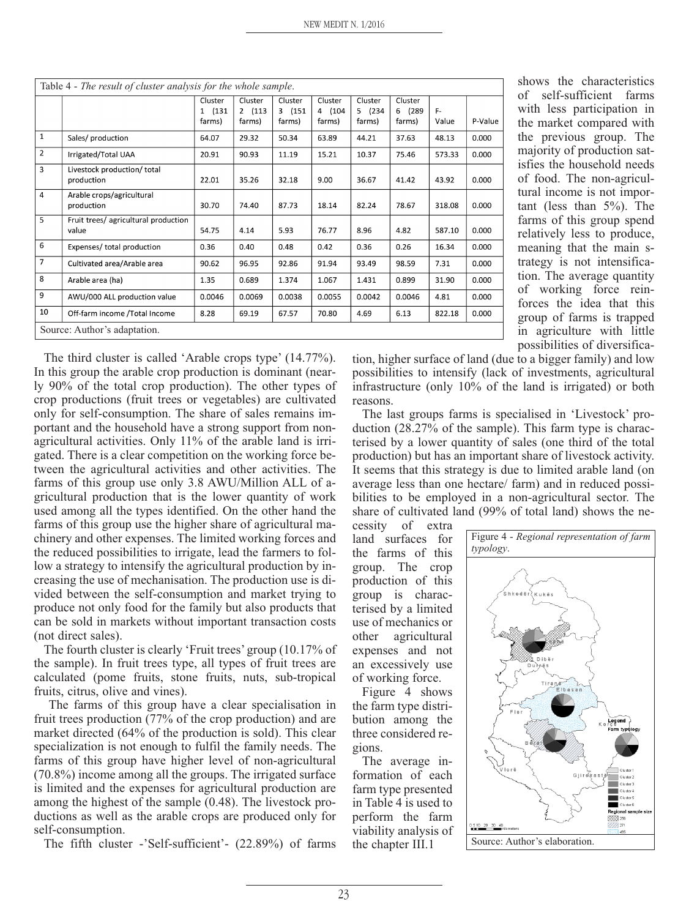Table 4 - *The result of cluster analysis for the whole sample.*

| | | Cluster 1 (131 farms) | Cluster 2 (113 farms) | Cluster 3 (151 farms) | Cluster 4 (104 farms) | Cluster 5 (234 farms) | Cluster 6 (289 farms) | F-Value | P-Value |
|---|---|---|---|---|---|---|---|---|---|
| 1 | Sales/ production | 64.07 | 29.32 | 50.34 | 63.89 | 44.21 | 37.63 | 48.13 | 0.000 |
| 2 | Irrigated/Total UAA | 20.91 | 90.93 | 11.19 | 15.21 | 10.37 | 75.46 | 573.33 | 0.000 |
| 3 | Livestock production/ total production | 22.01 | 35.26 | 32.18 | 9.00 | 36.67 | 41.42 | 43.92 | 0.000 |
| 4 | Arable crops/agricultural production | 30.70 | 74.40 | 87.73 | 18.14 | 82.24 | 78.67 | 318.08 | 0.000 |
| 5 | Fruit trees/ agricultural production value | 54.75 | 4.14 | 5.93 | 76.77 | 8.96 | 4.82 | 587.10 | 0.000 |
| 6 | Expenses/ total production | 0.36 | 0.40 | 0.48 | 0.42 | 0.36 | 0.26 | 16.34 | 0.000 |
| 7 | Cultivated area/Arable area | 90.62 | 96.95 | 92.86 | 91.94 | 93.49 | 98.59 | 7.31 | 0.000 |
| 8 | Arable area (ha) | 1.35 | 0.689 | 1.374 | 1.067 | 1.431 | 0.899 | 31.90 | 0.000 |
| 9 | AWU/000 ALL production value | 0.0046 | 0.0069 | 0.0038 | 0.0055 | 0.0042 | 0.0046 | 4.81 | 0.000 |
| 10 | Off-farm income /Total Income | 8.28 | 69.19 | 67.57 | 70.80 | 4.69 | 6.13 | 822.18 | 0.000 |

Source: Author's adaptation.

The third cluster is called 'Arable crops type' (14.77%). In this group the arable crop production is dominant (nearly 90% of the total crop production). The other types of crop productions (fruit trees or vegetables) are cultivated only for self-consumption. The share of sales remains important and the household have a strong support from non-agricultural activities. Only 11% of the arable land is irrigated. There is a clear competition on the working force between the agricultural activities and other activities. The farms of this group use only 3.8 AWU/Million ALL of agricultural production that is the lower quantity of work used among all the types identified. On the other hand the farms of this group use the higher share of agricultural machinery and other expenses. The limited working forces and the reduced possibilities to irrigate, lead the farmers to follow a strategy to intensify the agricultural production by increasing the use of mechanisation. The production use is divided between the self-consumption and market trying to produce not only food for the family but also products that can be sold in markets without important transaction costs (not direct sales).

The fourth cluster is clearly 'Fruit trees' group (10.17% of the sample). In fruit trees type, all types of fruit trees are calculated (pome fruits, stone fruits, nuts, sub-tropical fruits, citrus, olive and vines).

The farms of this group have a clear specialisation in fruit trees production (77% of the crop production) and are market directed (64% of the production is sold). This clear specialization is not enough to fulfil the family needs. The farms of this group have higher level of non-agricultural (70.8%) income among all the groups. The irrigated surface is limited and the expenses for agricultural production are among the highest of the sample (0.48). The livestock productions as well as the arable crops are produced only for self-consumption.

The fifth cluster -'Self-sufficient'- (22.89%) of farms shows the characteristics of self-sufficient farms with less participation in the market compared with the previous group. The majority of production satisfies the household needs of food. The non-agricultural income is not important (less than 5%). The farms of this group spend relatively less to produce, meaning that the main strategy is not intensification. The average quantity of working force reinforces the idea that this group of farms is trapped in agriculture with little possibilities of diversification, higher surface of land (due to a bigger family) and low possibilities to intensify (lack of investments, agricultural infrastructure (only 10% of the land is irrigated) or both reasons.

The last groups farms is specialised in 'Livestock' production (28.27% of the sample). This farm type is characterised by a lower quantity of sales (one third of the total production) but has an important share of livestock activity. It seems that this strategy is due to limited arable land (on average less than one hectare/ farm) and in reduced possibilities to be employed in a non-agricultural sector. The share of cultivated land (99% of total land) shows the necessity of extra land surfaces for the farms of this group. The crop production of this group is characterised by a limited use of mechanics or other agricultural expenses and not an excessively use of working force.

Figure 4 shows the farm type distribution among the three considered regions.

The average information of each farm type presented in Table 4 is used to perform the farm viability analysis of the chapter III.1

Figure 4 - *Regional representation of farm typology.*

Source: Author's elaboration.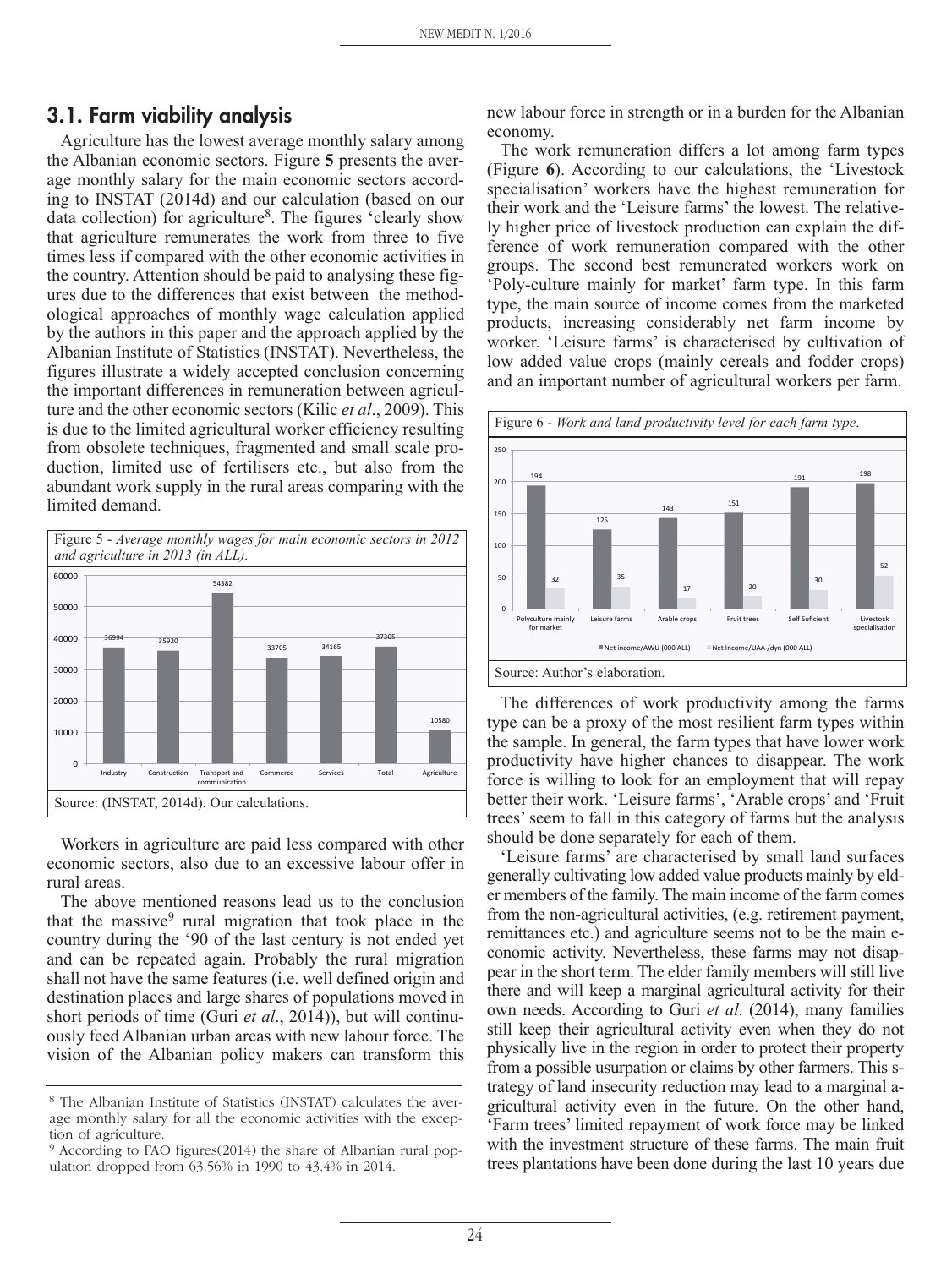## 3.1. Farm viability analysis

Agriculture has the lowest average monthly salary among the Albanian economic sectors. Figure **5** presents the average monthly salary for the main economic sectors according to INSTAT (2014d) and our calculation (based on our data collection) for agriculture[8]. The figures 'clearly show that agriculture remunerates the work from three to five times less if compared with the other economic activities in the country. Attention should be paid to analysing these figures due to the differences that exist between the methodological approaches of monthly wage calculation applied by the authors in this paper and the approach applied by the Albanian Institute of Statistics (INSTAT). Nevertheless, the figures illustrate a widely accepted conclusion concerning the important differences in remuneration between agriculture and the other economic sectors (Kilic *et al*., 2009). This is due to the limited agricultural worker efficiency resulting from obsolete techniques, fragmented and small scale production, limited use of fertilisers etc., but also from the abundant work supply in the rural areas comparing with the limited demand.

Figure 5 - *Average monthly wages for main economic sectors in 2012 and agriculture in 2013 (in ALL).*

| Sector | Average monthly wage (ALL) |
|---|---|
| Industry | 36994 |
| Construction | 35920 |
| Transport and communication | 54382 |
| Commerce | 33705 |
| Services | 34165 |
| Total | 37305 |
| Agriculture | 10580 |

Source: (INSTAT, 2014d). Our calculations.

Workers in agriculture are paid less compared with other economic sectors, also due to an excessive labour offer in rural areas.

The above mentioned reasons lead us to the conclusion that the massive[9] rural migration that took place in the country during the '90 of the last century is not ended yet and can be repeated again. Probably the rural migration shall not have the same features (i.e. well defined origin and destination places and large shares of populations moved in short periods of time (Guri *et al*., 2014)), but will continuously feed Albanian urban areas with new labour force. The vision of the Albanian policy makers can transform this new labour force in strength or in a burden for the Albanian economy.

The work remuneration differs a lot among farm types (Figure **6**). According to our calculations, the 'Livestock specialisation' workers have the highest remuneration for their work and the 'Leisure farms' the lowest. The relatively higher price of livestock production can explain the difference of work remuneration compared with the other groups. The second best remunerated workers work on 'Poly-culture mainly for market' farm type. In this farm type, the main source of income comes from the marketed products, increasing considerably net farm income by worker. 'Leisure farms' is characterised by cultivation of low added value crops (mainly cereals and fodder crops) and an important number of agricultural workers per farm.

Figure 6 - *Work and land productivity level for each farm type.*

| Farm type | Net income/AWU (000 ALL) | Net Income/UAA /dyn (000 ALL) |
|---|---|---|
| Polyculture mainly for market | 194 | 32 |
| Leisure farms | 125 | 35 |
| Arable crops | 143 | 17 |
| Fruit trees | 151 | 20 |
| Self Suficient | 191 | 30 |
| Livestock specialisation | 198 | 52 |

Source: Author's elaboration.

The differences of work productivity among the farms type can be a proxy of the most resilient farm types within the sample. In general, the farm types that have lower work productivity have higher chances to disappear. The work force is willing to look for an employment that will repay better their work. 'Leisure farms', 'Arable crops' and 'Fruit trees' seem to fall in this category of farms but the analysis should be done separately for each of them.

'Leisure farms' are characterised by small land surfaces generally cultivating low added value products mainly by elder members of the family. The main income of the farm comes from the non-agricultural activities, (e.g. retirement payment, remittances etc.) and agriculture seems not to be the main economic activity. Nevertheless, these farms may not disappear in the short term. The elder family members will still live there and will keep a marginal agricultural activity for their own needs. According to Guri *et al*. (2014), many families still keep their agricultural activity even when they do not physically live in the region in order to protect their property from a possible usurpation or claims by other farmers. This strategy of land insecurity reduction may lead to a marginal agricultural activity even in the future. On the other hand, 'Farm trees' limited repayment of work force may be linked with the investment structure of these farms. The main fruit trees plantations have been done during the last 10 years due

---

[8] The Albanian Institute of Statistics (INSTAT) calculates the average monthly salary for all the economic activities with the exception of agriculture.

[9] According to FAO figures(2014) the share of Albanian rural population dropped from 63.56% in 1990 to 43.4% in 2014.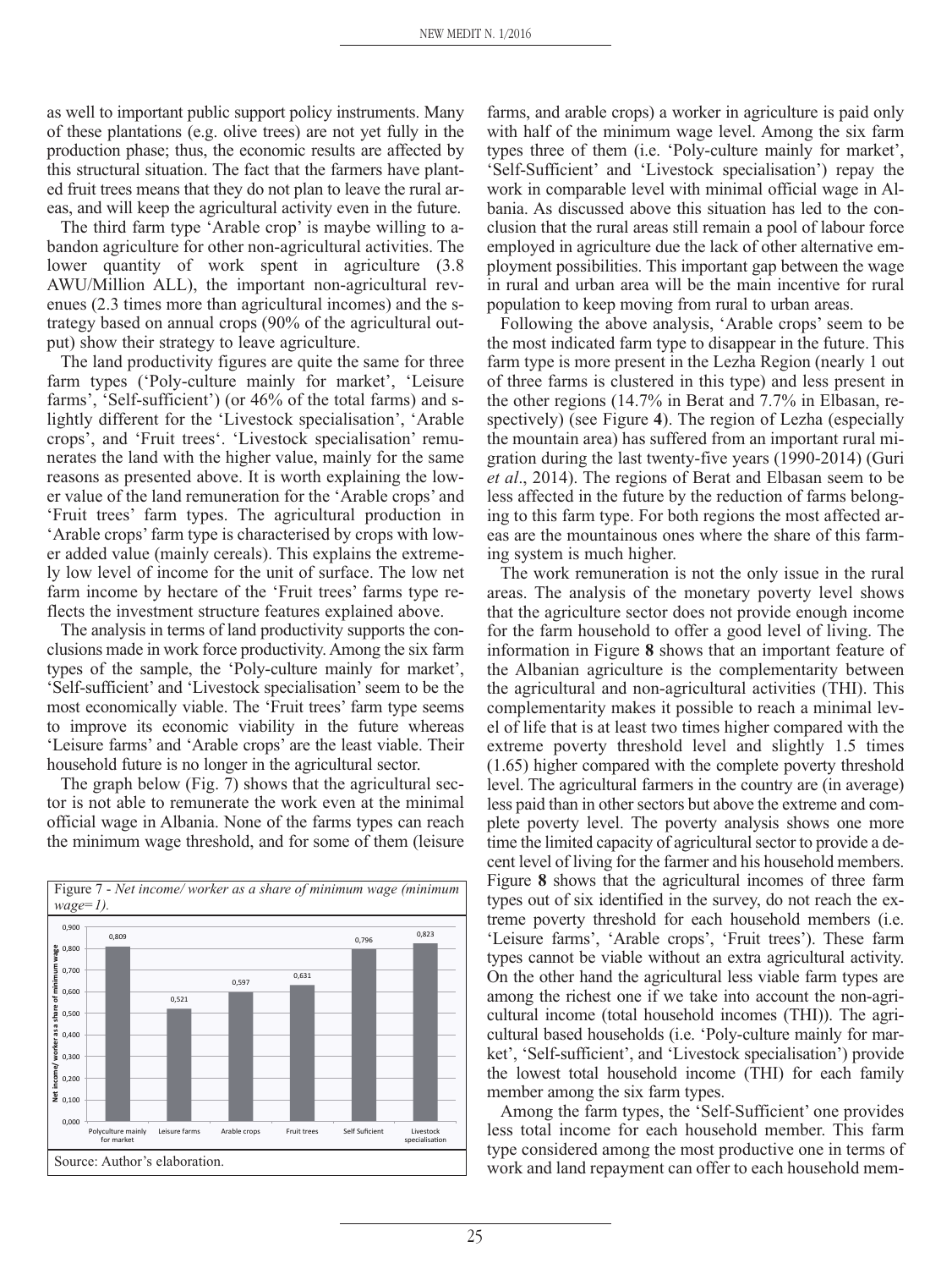as well to important public support policy instruments. Many of these plantations (e.g. olive trees) are not yet fully in the production phase; thus, the economic results are affected by this structural situation. The fact that the farmers have planted fruit trees means that they do not plan to leave the rural areas, and will keep the agricultural activity even in the future.

The third farm type 'Arable crop' is maybe willing to abandon agriculture for other non-agricultural activities. The lower quantity of work spent in agriculture (3.8 AWU/Million ALL), the important non-agricultural revenues (2.3 times more than agricultural incomes) and the strategy based on annual crops (90% of the agricultural output) show their strategy to leave agriculture.

The land productivity figures are quite the same for three farm types ('Poly-culture mainly for market', 'Leisure farms', 'Self-sufficient') (or 46% of the total farms) and slightly different for the 'Livestock specialisation', 'Arable crops', and 'Fruit trees'. 'Livestock specialisation' remunerates the land with the higher value, mainly for the same reasons as presented above. It is worth explaining the lower value of the land remuneration for the 'Arable crops' and 'Fruit trees' farm types. The agricultural production in 'Arable crops' farm type is characterised by crops with lower added value (mainly cereals). This explains the extremely low level of income for the unit of surface. The low net farm income by hectare of the 'Fruit trees' farms type reflects the investment structure features explained above.

The analysis in terms of land productivity supports the conclusions made in work force productivity. Among the six farm types of the sample, the 'Poly-culture mainly for market', 'Self-sufficient' and 'Livestock specialisation' seem to be the most economically viable. The 'Fruit trees' farm type seems to improve its economic viability in the future whereas 'Leisure farms' and 'Arable crops' are the least viable. Their household future is no longer in the agricultural sector.

The graph below (Fig. 7) shows that the agricultural sector is not able to remunerate the work even at the minimal official wage in Albania. None of the farms types can reach the minimum wage threshold, and for some of them (leisure farms, and arable crops) a worker in agriculture is paid only with half of the minimum wage level. Among the six farm types three of them (i.e. 'Poly-culture mainly for market', 'Self-Sufficient' and 'Livestock specialisation') repay the work in comparable level with minimal official wage in Albania. As discussed above this situation has led to the conclusion that the rural areas still remain a pool of labour force employed in agriculture due the lack of other alternative employment possibilities. This important gap between the wage in rural and urban area will be the main incentive for rural population to keep moving from rural to urban areas.

Figure 7 - *Net income/ worker as a share of minimum wage (minimum wage=1).*

| Farm type | Net income/ worker as a share of minimum wage |
|---|---|
| Polyculture mainly for market | 0,809 |
| Leisure farms | 0,521 |
| Arable crops | 0,597 |
| Fruit trees | 0,631 |
| Self Suficient | 0,796 |
| Livestock specialisation | 0,823 |

Source: Author's elaboration.

Following the above analysis, 'Arable crops' seem to be the most indicated farm type to disappear in the future. This farm type is more present in the Lezha Region (nearly 1 out of three farms is clustered in this type) and less present in the other regions (14.7% in Berat and 7.7% in Elbasan, respectively) (see Figure **4**). The region of Lezha (especially the mountain area) has suffered from an important rural migration during the last twenty-five years (1990-2014) (Guri *et al*., 2014). The regions of Berat and Elbasan seem to be less affected in the future by the reduction of farms belonging to this farm type. For both regions the most affected areas are the mountainous ones where the share of this farming system is much higher.

The work remuneration is not the only issue in the rural areas. The analysis of the monetary poverty level shows that the agriculture sector does not provide enough income for the farm household to offer a good level of living. The information in Figure **8** shows that an important feature of the Albanian agriculture is the complementarity between the agricultural and non-agricultural activities (THI). This complementarity makes it possible to reach a minimal level of life that is at least two times higher compared with the extreme poverty threshold level and slightly 1.5 times (1.65) higher compared with the complete poverty threshold level. The agricultural farmers in the country are (in average) less paid than in other sectors but above the extreme and complete poverty level. The poverty analysis shows one more time the limited capacity of agricultural sector to provide a decent level of living for the farmer and his household members. Figure **8** shows that the agricultural incomes of three farm types out of six identified in the survey, do not reach the extreme poverty threshold for each household members (i.e. 'Leisure farms', 'Arable crops', 'Fruit trees'). These farm types cannot be viable without an extra agricultural activity. On the other hand the agricultural less viable farm types are among the richest one if we take into account the non-agricultural income (total household incomes (THI)). The agricultural based households (i.e. 'Poly-culture mainly for market', 'Self-sufficient', and 'Livestock specialisation') provide the lowest total household income (THI) for each family member among the six farm types.

Among the farm types, the 'Self-Sufficient' one provides less total income for each household member. This farm type considered among the most productive one in terms of work and land repayment can offer to each household mem-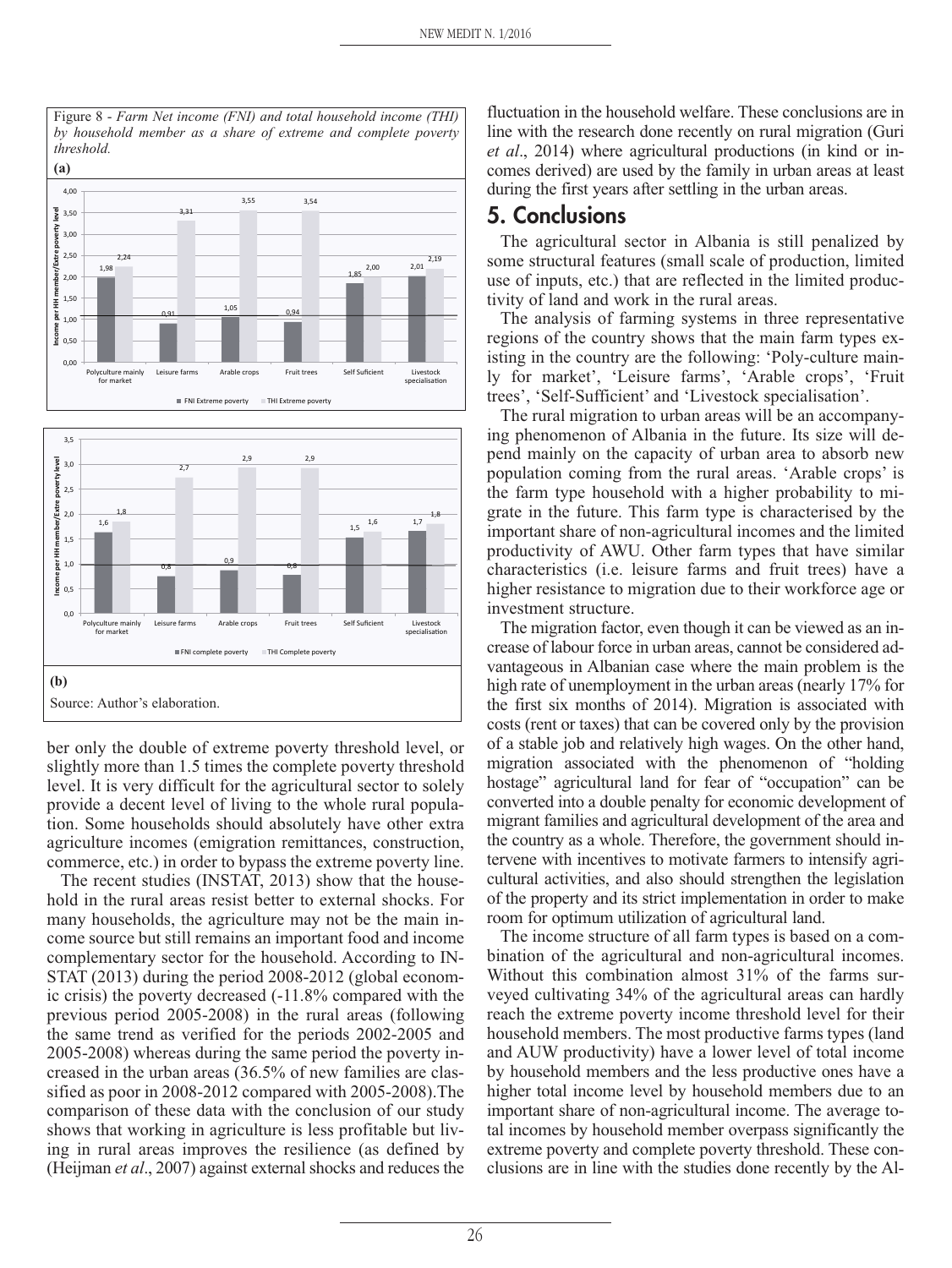Figure 8 - *Farm Net income (FNI) and total household income (THI) by household member as a share of extreme and complete poverty threshold.*

**(a)**

| | FNI Extreme poverty | THI Extreme poverty |
|---|---|---|
| Polyculture mainly for market | 1,98 | 2,24 |
| Leisure farms | 0,91 | 3,31 |
| Arable crops | 1,05 | 3,55 |
| Fruit trees | 0,94 | 3,54 |
| Self Suficient | 1,85 | 2,00 |
| Livestock specialisation | 2,01 | 2,19 |

**(b)**

| | FNI complete poverty | THI Complete poverty |
|---|---|---|
| Polyculture mainly for market | 1,6 | 1,8 |
| Leisure farms | 0,8 | 2,7 |
| Arable crops | 0,9 | 2,9 |
| Fruit trees | 0,8 | 2,9 |
| Self Suficient | 1,5 | 1,6 |
| Livestock specialisation | 1,7 | 1,8 |

Source: Author's elaboration.

ber only the double of extreme poverty threshold level, or slightly more than 1.5 times the complete poverty threshold level. It is very difficult for the agricultural sector to solely provide a decent level of living to the whole rural population. Some households should absolutely have other extra agriculture incomes (emigration remittances, construction, commerce, etc.) in order to bypass the extreme poverty line.

The recent studies (INSTAT, 2013) show that the household in the rural areas resist better to external shocks. For many households, the agriculture may not be the main income source but still remains an important food and income complementary sector for the household. According to INSTAT (2013) during the period 2008-2012 (global economic crisis) the poverty decreased (-11.8% compared with the previous period 2005-2008) in the rural areas (following the same trend as verified for the periods 2002-2005 and 2005-2008) whereas during the same period the poverty increased in the urban areas (36.5% of new families are classified as poor in 2008-2012 compared with 2005-2008).The comparison of these data with the conclusion of our study shows that working in agriculture is less profitable but living in rural areas improves the resilience (as defined by (Heijman *et al*., 2007) against external shocks and reduces the fluctuation in the household welfare. These conclusions are in line with the research done recently on rural migration (Guri *et al*., 2014) where agricultural productions (in kind or incomes derived) are used by the family in urban areas at least during the first years after settling in the urban areas.

## 5. Conclusions

The agricultural sector in Albania is still penalized by some structural features (small scale of production, limited use of inputs, etc.) that are reflected in the limited productivity of land and work in the rural areas.

The analysis of farming systems in three representative regions of the country shows that the main farm types existing in the country are the following: 'Poly-culture mainly for market', 'Leisure farms', 'Arable crops', 'Fruit trees', 'Self-Sufficient' and 'Livestock specialisation'.

The rural migration to urban areas will be an accompanying phenomenon of Albania in the future. Its size will depend mainly on the capacity of urban area to absorb new population coming from the rural areas. 'Arable crops' is the farm type household with a higher probability to migrate in the future. This farm type is characterised by the important share of non-agricultural incomes and the limited productivity of AWU. Other farm types that have similar characteristics (i.e. leisure farms and fruit trees) have a higher resistance to migration due to their workforce age or investment structure.

The migration factor, even though it can be viewed as an increase of labour force in urban areas, cannot be considered advantageous in Albanian case where the main problem is the high rate of unemployment in the urban areas (nearly 17% for the first six months of 2014). Migration is associated with costs (rent or taxes) that can be covered only by the provision of a stable job and relatively high wages. On the other hand, migration associated with the phenomenon of "holding hostage" agricultural land for fear of "occupation" can be converted into a double penalty for economic development of migrant families and agricultural development of the area and the country as a whole. Therefore, the government should intervene with incentives to motivate farmers to intensify agricultural activities, and also should strengthen the legislation of the property and its strict implementation in order to make room for optimum utilization of agricultural land.

The income structure of all farm types is based on a combination of the agricultural and non-agricultural incomes. Without this combination almost 31% of the farms surveyed cultivating 34% of the agricultural areas can hardly reach the extreme poverty income threshold level for their household members. The most productive farms types (land and AUW productivity) have a lower level of total income by household members and the less productive ones have a higher total income level by household members due to an important share of non-agricultural income. The average total incomes by household member overpass significantly the extreme poverty and complete poverty threshold. These conclusions are in line with the studies done recently by the Al-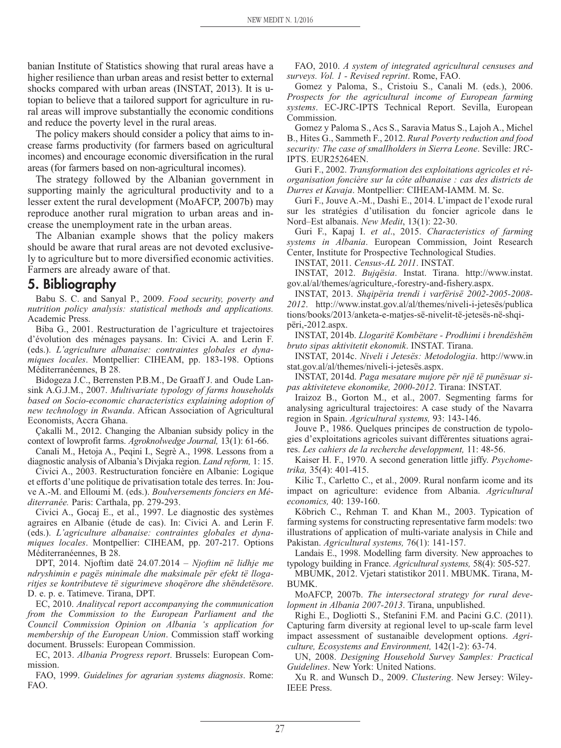banian Institute of Statistics showing that rural areas have a higher resilience than urban areas and resist better to external shocks compared with urban areas (INSTAT, 2013). It is utopian to believe that a tailored support for agriculture in rural areas will improve substantially the economic conditions and reduce the poverty level in the rural areas.

The policy makers should consider a policy that aims to increase farms productivity (for farmers based on agricultural incomes) and encourage economic diversification in the rural areas (for farmers based on non-agricultural incomes).

The strategy followed by the Albanian government in supporting mainly the agricultural productivity and to a lesser extent the rural development (MoAFCP, 2007b) may reproduce another rural migration to urban areas and increase the unemployment rate in the urban areas.

The Albanian example shows that the policy makers should be aware that rural areas are not devoted exclusively to agriculture but to more diversified economic activities. Farmers are already aware of that.

## 5. Bibliography

Babu S. C. and Sanyal P., 2009. *Food security, poverty and nutrition policy analysis: statistical methods and applications.* Academic Press.

Biba G., 2001. Restructuration de l'agriculture et trajectoires d'évolution des ménages paysans. In: Civici A. and Lerin F. (eds.). *L'agriculture albanaise: contraintes globales et dynamiques locales*. Montpellier: CIHEAM, pp. 183-198. Options Méditerranéennes, B 28.

Bidogeza J.C., Berrensten P.B.M., De Graaff J. and Oude Lansink A.G.J.M., 2007. *Multivariate typology of farms households based on Socio-economic characteristics explaining adoption of new technology in Rwanda*. African Association of Agricultural Economists, Accra Ghana.

Çakalli M., 2012. Changing the Albanian subsidy policy in the context of lowprofit farms. *Agroknolwedge Journal,* 13(1): 61-66.

Canali M., Hetoja A., Peqini I., Segrè A., 1998. Lessons from a diagnostic analysis of Albania's Divjaka region. *Land reform,* 1: 15.

Civici A., 2003. Restructuration foncière en Albanie: Logique et efforts d'une politique de privatisation totale des terres. In: Jouve A.-M. and Elloumi M. (eds.). *Boulversements fonciers en Méditerranée.* Paris: Carthala, pp. 279-293.

Civici A., Gocaj E., et al., 1997. Le diagnostic des systèmes agraires en Albanie (étude de cas). In: Civici A. and Lerin F. (eds.). *L'agriculture albanaise: contraintes globales et dynamiques locales*. Montpellier: CIHEAM, pp. 207-217. Options Méditerranéennes, B 28.

DPT, 2014. Njoftim datë 24.07.2014 – *Njoftim në lidhje me ndryshimin e pagës minimale dhe maksimale për efekt të llogaritjes se kontributeve të sigurimeve shoqërore dhe shëndetësore*. D. e. p. e. Tatimeve. Tirana, DPT.

EC, 2010. *Analitycal report accompanying the communication from the Commission to the European Parliament and the Council Commission Opinion on Albania 's application for membership of the European Union*. Commission staff working document. Brussels: European Commission.

EC, 2013. *Albania Progress report*. Brussels: European Commission.

FAO, 1999. *Guidelines for agrarian systems diagnosis*. Rome: FAO.

FAO, 2010. *A system of integrated agricultural censuses and surveys. Vol. 1 - Revised reprint*. Rome, FAO.

Gomez y Paloma, S., Cristoiu S., Canali M. (eds.), 2006. *Prospects for the agricultural income of European farming systems*. EC-JRC-IPTS Technical Report. Sevilla, European Commission.

Gomez y Paloma S., Acs S., Saravia Matus S., Lajoh A., Michel B., Hites G., Sammeth F., 2012. *Rural Poverty reduction and food security: The case of smallholders in Sierra Leone*. Seville: JRC-IPTS. EUR25264EN.

Guri F., 2002. *Transformation des exploitations agricoles et réorganisation foncière sur la côte albanaise : cas des districts de Durres et Kavaja*. Montpellier: CIHEAM-IAMM. M. Sc.

Guri F., Jouve A.-M., Dashi E., 2014. L'impact de l'exode rural sur les stratégies d'utilisation du foncier agricole dans le Nord–Est albanais. *New Medit*, 13(1): 22-30.

Guri F., Kapaj I. *et al*., 2015. *Characteristics of farming systems in Albania*. European Commission, Joint Research Center, Institute for Prospective Technological Studies.

INSTAT, 2011. *Census-AL 2011*. INSTAT.

INSTAT, 2012. *Bujqësia*. Instat. Tirana. http://www.instat.gov.al/al/themes/agriculture,-forestry-and-fishery.aspx.

INSTAT, 2013. *Shqipëria trendi i varfërisë 2002-2005-2008-2012*. http://www.instat.gov.al/al/themes/niveli-i-jetesës/publications/books/2013/anketa-e-matjes-së-nivelit-të-jetesës-në-shqipëri,-2012.aspx.

INSTAT, 2014b. *Llogaritë Kombëtare - Prodhimi i brendëshëm bruto sipas aktivitetit ekonomik*. INSTAT. Tirana.

INSTAT, 2014c. *Niveli i Jetesës: Metodologjia*. http://www.instat.gov.al/al/themes/niveli-i-jetesës.aspx.

INSTAT, 2014d. *Paga mesatare mujore për një të punësuar sipas aktiviteteve ekonomike, 2000-2012*. Tirana: INSTAT.

Iraizoz B., Gorton M., et al., 2007. Segmenting farms for analysing agricultural trajectories: A case study of the Navarra region in Spain. *Agricultural systems,* 93: 143-146.

Jouve P., 1986. Quelques principes de construction de typologies d'exploitations agricoles suivant différentes situations agraires. *Les cahiers de la recherche developpment,* 11: 48-56.

Kaiser H. F., 1970. A second generation little jiffy. *Psychometrika,* 35(4): 401-415.

Kilic T., Carletto C., et al., 2009. Rural nonfarm icome and its impact on agriculture: evidence from Albania. *Agricultural economics,* 40: 139-160.

Köbrich C., Rehman T. and Khan M., 2003. Typication of farming systems for constructing representative farm models: two illustrations of application of multi-variate analysis in Chile and Pakistan. *Agricultural systems,* 76(1): 141-157.

Landais E., 1998. Modelling farm diversity. New approaches to typology building in France. *Agricultural systems,* 58(4): 505-527.

MBUMK, 2012. Vjetari statistikor 2011. MBUMK. Tirana, MBUMK.

MoAFCP, 2007b. *The intersectoral strategy for rural development in Albania 2007-2013*. Tirana, unpublished.

Righi E., Dogliotti S., Stefanini F.M. and Pacini G.C. (2011). Capturing farm diversity at regional level to up-scale farm level impact assessment of sustanaible development options. *Agriculture, Ecosystems and Environment,* 142(1-2): 63-74.

UN, 2008. *Designing Household Survey Samples: Practical Guidelines*. New York: United Nations.

Xu R. and Wunsch D., 2009. *Clustering*. New Jersey: Wiley-IEEE Press.